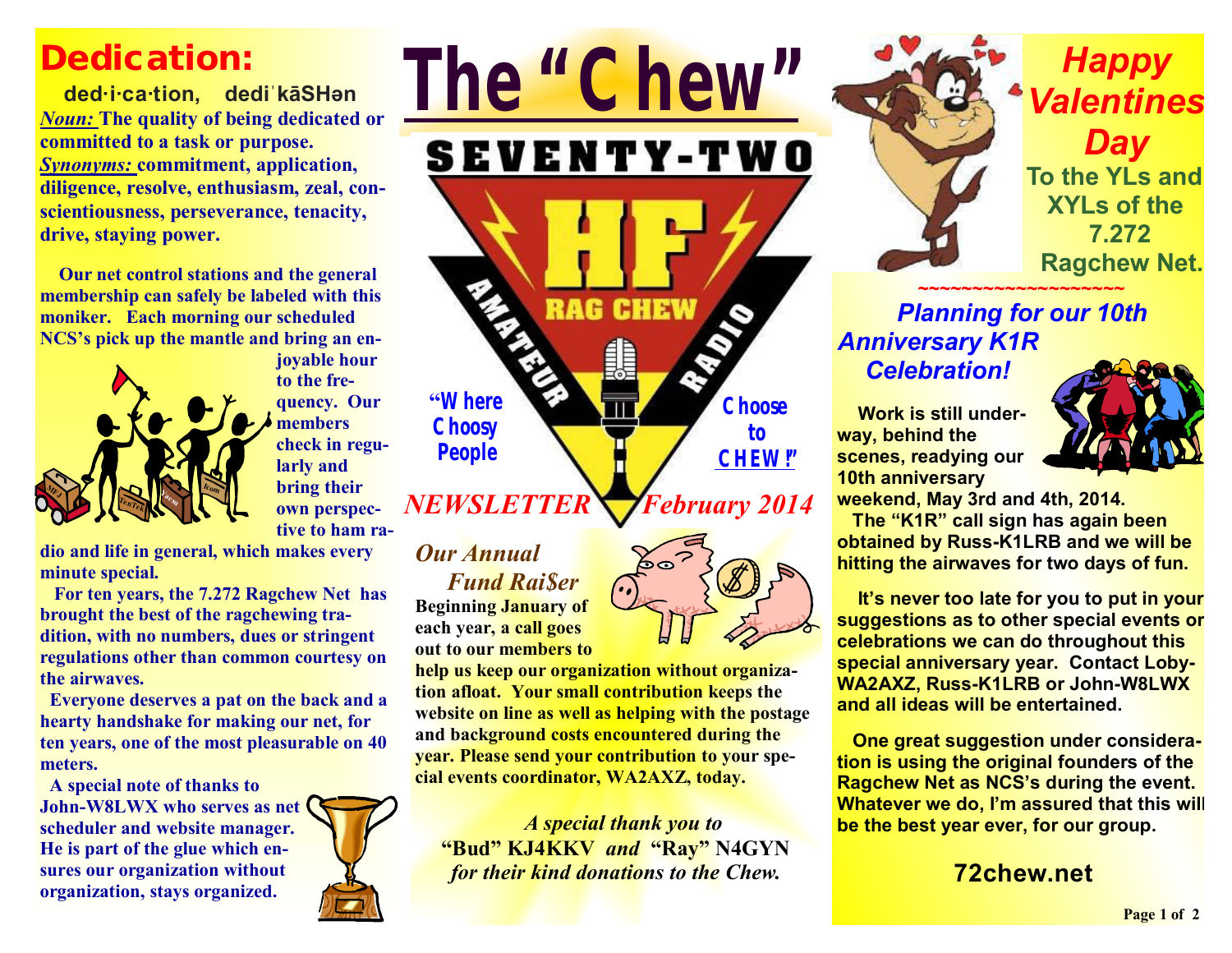# The "Chew"

SEVENTY-TWO HF RAG CHEW AMATEUR RADIO

"Where Choosy People Choose to CHEW!"

*NEWSLETTER February 2014*

## Dedication:

**ded·i·ca·tion, dediˈkāSHən**

***Noun:*** **The quality of being dedicated or committed to a task or purpose.**

***Synonyms:*** **commitment, application, diligence, resolve, enthusiasm, zeal, conscientiousness, perseverance, tenacity, drive, staying power.**

**Our net control stations and the general membership can safely be labeled with this moniker. Each morning our scheduled NCS's pick up the mantle and bring an enjoyable hour to the frequency. Our members check in regularly and bring their own perspective to ham radio and life in general, which makes every minute special.**

**For ten years, the 7.272 Ragchew Net has brought the best of the ragchewing tradition, with no numbers, dues or stringent regulations other than common courtesy on the airwaves.**

**Everyone deserves a pat on the back and a hearty handshake for making our net, for ten years, one of the most pleasurable on 40 meters.**

**A special note of thanks to John-W8LWX who serves as net scheduler and website manager. He is part of the glue which ensures our organization without organization, stays organized.**

## *Our Annual Fund Rai$er*

**Beginning January of each year, a call goes out to our members to help us keep our organization without organization afloat. Your small contribution keeps the website on line as well as helping with the postage and background costs encountered during the year. Please send your contribution to your special events coordinator, WA2AXZ, today.**

*A special thank you to* **"Bud" KJ4KKV** *and* **"Ray" N4GYN** *for their kind donations to the Chew.*

## *Happy Valentines Day*

**To the YLs and XYLs of the 7.272 Ragchew Net.**

~~~~~~~~~~~~~~~~~~~

## *Planning for our 10th Anniversary K1R Celebration!*

**Work is still underway, behind the scenes, readying our 10th anniversary weekend, May 3rd and 4th, 2014.**

**The "K1R" call sign has again been obtained by Russ-K1LRB and we will be hitting the airwaves for two days of fun.**

**It's never too late for you to put in your suggestions as to other special events or celebrations we can do throughout this special anniversary year. Contact Loby-WA2AXZ, Russ-K1LRB or John-W8LWX and all ideas will be entertained.**

**One great suggestion under consideration is using the original founders of the Ragchew Net as NCS's during the event. Whatever we do, I'm assured that this will be the best year ever, for our group.**

**72chew.net**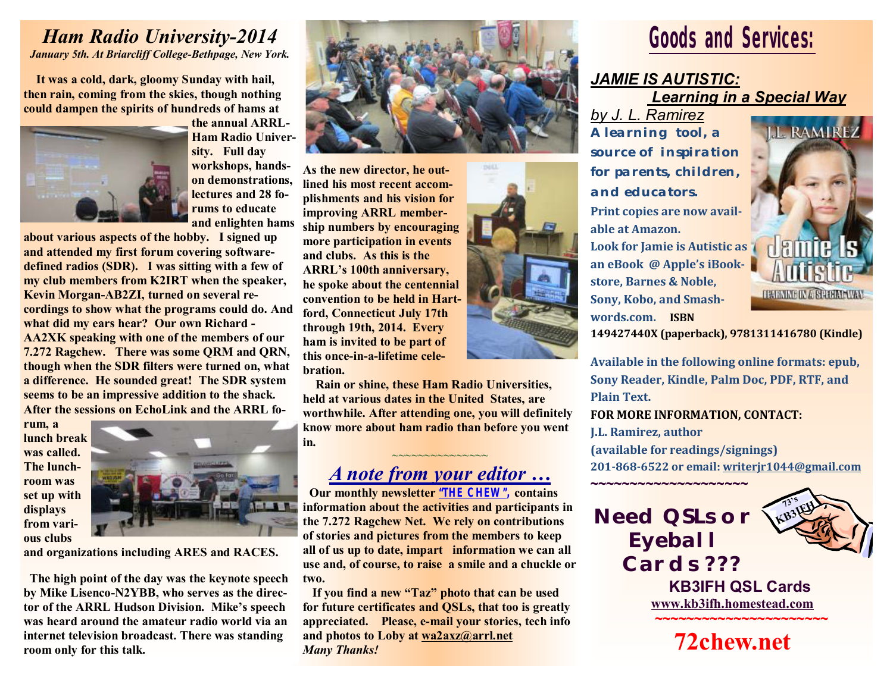## *Ham Radio University-2014*

***January 5th. At Briarcliff College-Bethpage, New York.***

**It was a cold, dark, gloomy Sunday with hail, then rain, coming from the skies, though nothing could dampen the spirits of hundreds of hams at the annual ARRL-Ham Radio University. Full day workshops, hands-on demonstrations, lectures and 28 forums to educate and enlighten hams about various aspects of the hobby. I signed up and attended my first forum covering software-defined radios (SDR). I was sitting with a few of my club members from K2IRT when the speaker, Kevin Morgan-AB2ZI, turned on several recordings to show what the programs could do. And what did my ears hear? Our own Richard - AA2XK speaking with one of the members of our 7.272 Ragchew. There was some QRM and QRN, though when the SDR filters were turned on, what a difference. He sounded great! The SDR system seems to be an impressive addition to the shack. After the sessions on EchoLink and the ARRL forum, a lunch break was called. The lunchroom was set up with displays from various clubs and organizations including ARES and RACES.**

**The high point of the day was the keynote speech by Mike Lisenco-N2YBB, who serves as the director of the ARRL Hudson Division. Mike's speech was heard around the amateur radio world via an internet television broadcast. There was standing room only for this talk.**

**As the new director, he outlined his most recent accomplishments and his vision for improving ARRL membership numbers by encouraging more participation in events and clubs. As this is the ARRL's 100th anniversary, he spoke about the centennial convention to be held in Hartford, Connecticut July 17th through 19th, 2014. Every ham is invited to be part of this once-in-a-lifetime celebration.**

**Rain or shine, these Ham Radio Universities, held at various dates in the United States, are worthwhile. After attending one, you will definitely know more about ham radio than before you went in.**

~~~~~~~~~~~~~~~~

## *A note from your editor …*

**Our monthly newsletter "THE CHEW", contains information about the activities and participants in the 7.272 Ragchew Net. We rely on contributions of stories and pictures from the members to keep all of us up to date, impart information we can all use and, of course, to raise a smile and a chuckle or two.**

**If you find a new "Taz" photo that can be used for future certificates and QSLs, that too is greatly appreciated. Please, e-mail your stories, tech info and photos to Loby at wa2axz@arrl.net**

***Many Thanks!***

# Goods and Services:

## *JAMIE IS AUTISTIC: Learning in a Special Way*

*by J. L. Ramirez*

**A learning tool, a source of inspiration for parents, children, and educators.**

**Print copies are now available at Amazon.**

**Look for Jamie is Autistic as an eBook @ Apple's iBookstore, Barnes & Noble, Sony, Kobo, and Smashwords.com. ISBN 149427440X (paperback), 9781311416780 (Kindle)**

**Available in the following online formats: epub, Sony Reader, Kindle, Palm Doc, PDF, RTF, and Plain Text.**

**FOR MORE INFORMATION, CONTACT:**

**J.L. Ramirez, author**

**(available for readings/signings)**

**201-868-6522 or email: writerjr1044@gmail.com**

~~~~~~~~~~~~~~~~~~~~~

**Need QSLs or Eyeball Cards???**

**KB3IFH QSL Cards**

**www.kb3ifh.homestead.com**

~~~~~~~~~~~~~~~~~~~~~~

# 72chew.net